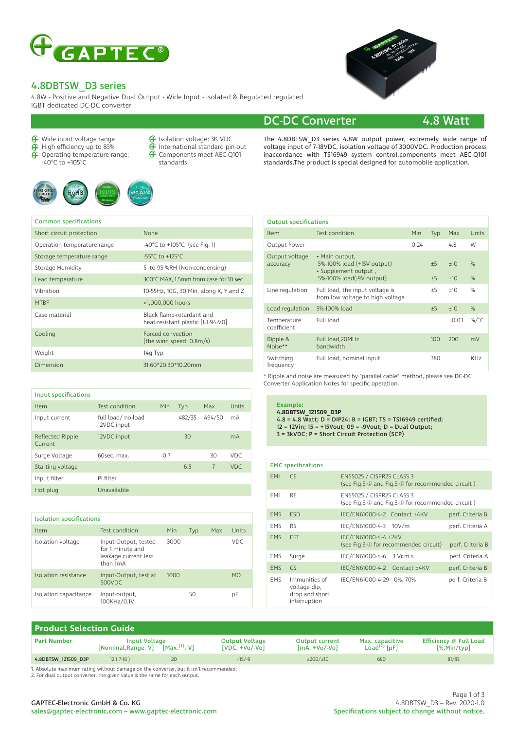# 4.8DBTSW_D3 series

4.8W - Positive and Negative Dual Output - Wide Input - Isolated & Regulated regulated IGBT dedicated DC-DC converter

## DC-DC Converter 4.8 Watt

- Wide input voltage range
- High efficiency up to 83%
- Operating temperature range: -40°C to +105°C
- Isolation voltage: 3K VDC
- International standard pin-out
- Components meet AEC-Q101 standards

The 4.8DBTSW_D3 series 4.8W output power, extremely wide range of voltage input of 7-18VDC, isolation voltage of 3000VDC. Production process inaccordance with TS16949 system control,components meet AEC-Q101 standards,The product is special designed for automobile application.

| Common specifications | |
|---|---|
| Short circuit protection | None |
| Operation temperature range | -40°C to +105°C (see Fig. 1) |
| Storage temperature range | -55°C to +125°C |
| Storage Humidity | 5 -to 95 %RH (Non-condensing) |
| Lead temperature | 300°C MAX, 1.5mm from case for 10 sec |
| Vibration | 10-55Hz, 10G, 30 Min. along X, Y and Z |
| MTBF | >1,000,000 hours |
| Case material | Black flame-retardant and heat-resistant plastic [UL94-V0] |
| Cooling | Forced convection (the wind speed: 0.8m/s) |
| Weight | 14g Typ. |
| Dimension | 31.60*20.30*10.20mm |

| Output specifications | | | | | |
|---|---|---|---|---|---|
| Item | Test condition | Min | Typ | Max | Units |
| Output Power | | 0.24 | | 4.8 | W |
| Output voltage accuracy | • Main output, 5%-100% load (+15V output) | | ±5 | ±10 | % |
| | • Supplement output , 5%-100% load(-9V output) | | ±5 | ±10 | % |
| Line regulation | Full load, the input voltage is from low voltage to high voltage | | ±5 | ±10 | % |
| Load regulation | 5%-100% load | | ±5 | ±10 | % |
| Temperature coefficient | Full load | | | ±0.03 | %/°C |
| Ripple & Noise** | Full load,20MHz bandwidth | | 100 | 200 | mV |
| Switching frequency | Full load, nominal input | | 380 | | KHz |

* Ripple and noise are measured by "parallel cable" method, please see DC-DC Converter Application Notes for specific operation.

| Input specifications | | | | | |
|---|---|---|---|---|---|
| Item | Test condition | Min | Typ | Max | Units |
| Input current | full load/ no-load 12VDC input | | 482/35 | 494/50 | mA |
| Reflected Ripple Current | 12VDC input | | 30 | | mA |
| Surge Voltage | 60sec. max. | -0.7 | | 30 | VDC |
| Starting voltage | | | 6.5 | 7 | VDC |
| Input filter | Pi filter | | | | |
| Hot plug | Unavailable | | | | |

**Example:**
**4.8DBTSW_121509_D3P**
**4.8 = 4.8 Watt; D = DIP24; B = IGBT; TS = TS16949 certified;**
**12 = 12Vin; 15 = +15Vout; 09 = -9Vout; D = Dual Output;**
**3 = 3kVDC; P = Short Circuit Protection (SCP)**

| Isolation specifications | | | | | |
|---|---|---|---|---|---|
| Item | Test condition | Min | Typ | Max | Units |
| Isolation voltage | Input-Output, tested for 1 minute and leakage current less than 1mA | 3000 | | | VDC |
| Isolation resistance | Input-Output, test at 500VDC | 1000 | | | MΩ |
| Isolation capacitance | Input-output, 100KHz/0.1V | | 50 | | pF |

| EMC specifications | | | |
|---|---|---|---|
| EMI | CE | EN55025 / CISPR25 CLASS 3 (see Fig.3-② and Fig.3-③ for recommended circuit ) | |
| EMI | RE | EN55025 / CISPR25 CLASS 3 (see Fig.3-② and Fig.3-③ for recommended circuit ) | |
| EMS | ESD | IEC/EN61000-4-2 Contact ±4KV | perf. Criteria B |
| EMS | RS | IEC/EN61000-4-3 10V/m | perf. Criteria A |
| EMS | EFT | IEC/EN61000-4-4 ±2KV (see Fig.3-① for recommended circuit) | perf. Criteria B |
| EMS | Surge | IEC/EN61000-4-6 3 Vr.m.s | perf. Criteria A |
| EMS | CS | IEC/EN61000-4-2 Contact ±4KV | perf. Criteria B |
| EMS | Immunities of voltage dip, drop and short interruption | IEC/EN61000-4-29 0%, 70% | perf. Criteria B |

## Product Selection Guide

| Part Number | Input Voltage [Nominal,Range, V] | [Max.[1], V] | Output Voltage [VDC, +Vo/-Vo] | Output current [mA, +Vo/-Vo] | Max. capacitive Load[2] [µF] | Efficiency @ Full Load [%,Min/typ] |
|---|---|---|---|---|---|---|
| 4.8DBTSW_121509_D3P | 12 ( 7-18 ) | 20 | +15/-9 | ±200/±10 | 680 | 81/83 |

1. Absolute maximum rating without damage on the converter, but it isn't recommended;
2. For dual output converter, the given value is the same for each output.

GAPTEC-Electronic GmbH & Co. KG
sales@gaptec-electronic.com – www.gaptec-electronic.com

4.8DBTSW_D3 – Rev. 2020-1.0
Specifications subject to change without notice.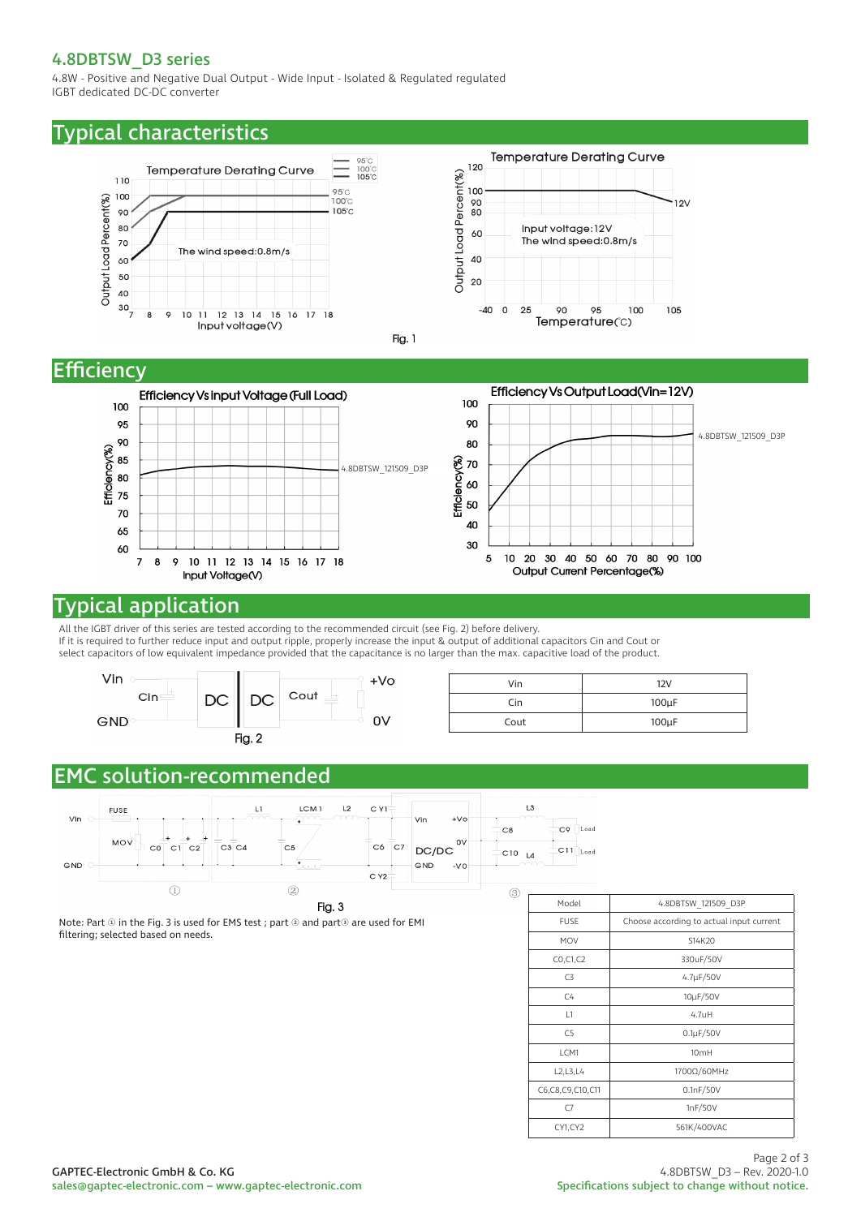## Typical characteristics

Fig. 1

## Efficiency

## Typical application

All the IGBT driver of this series are tested according to the recommended circuit (see Fig. 2) before delivery.
If it is required to further reduce input and output ripple, properly increase the input & output of additional capacitors Cin and Cout or select capacitors of low equivalent impedance provided that the capacitance is no larger than the max. capacitive load of the product.

Fig. 2

| Vin | 12V |
|---|---|
| Cin | 100µF |
| Cout | 100µF |

## EMC solution-recommended

Fig. 3

Note: Part ① in the Fig. 3 is used for EMS test ; part ② and part③ are used for EMI filtering; selected based on needs.

| Model | 4.8DBTSW_121509_D3P |
|---|---|
| FUSE | Choose according to actual input current |
| MOV | S14K20 |
| C0,C1,C2 | 330uF/50V |
| C3 | 4.7µF/50V |
| C4 | 10µF/50V |
| L1 | 4.7uH |
| C5 | 0.1µF/50V |
| LCM1 | 10mH |
| L2,L3,L4 | 1700Ω/60MHz |
| C6,C8,C9,C10,C11 | 0.1nF/50V |
| C7 | 1nF/50V |
| CY1,CY2 | 561K/400VAC |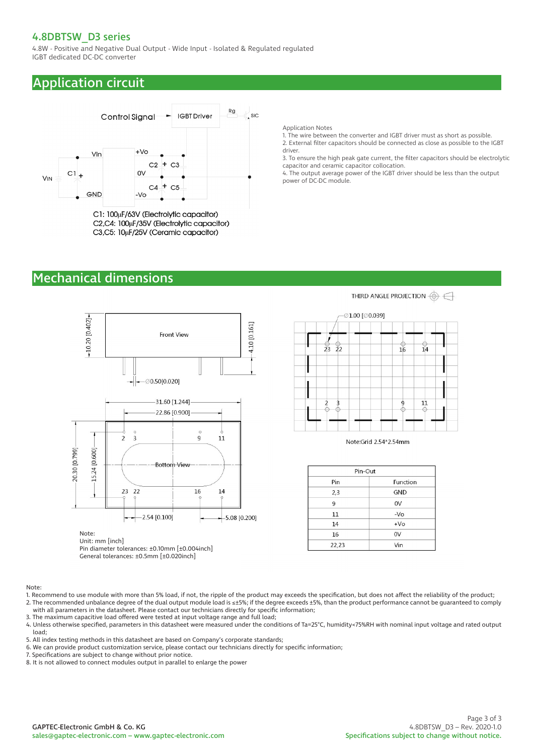## Application circuit

Control Signal

IGBT Driver

Rg

SIC

Vin

+Vo

C2

C3

0V

C4

C5

VIN

C1

GND

-Vo

C1: 100μF/63V (Electrolytic capacitor)
C2,C4: 100μF/35V (Electrolytic capacitor)
C3,C5: 10μF/25V (Ceramic capacitor)

Application Notes

1. The wire between the converter and IGBT driver must as short as possible.
2. External filter capacitors should be connected as close as possible to the IGBT driver.
3. To ensure the high peak gate current, the filter capacitors should be electrolytic capacitor and ceramic capacitor collocation.
4. The output average power of the IGBT driver should be less than the output power of DC-DC module.

## Mechanical dimensions

THIRD ANGLE PROJECTION

Front View

10.20 [0.402]

4.10 [0.161]

∅0.50[0.020]

31.60 [1.244]

22.86 [0.900]

20.30 [0.799]

15.24 [0.600]

Bottom View

2 3 9 11

23 22 16 14

2.54 [0.100]

5.08 [0.200]

∅1.00 [∅0.039]

23 22 16 14

2 3 9 11

Note:Grid 2.54*2.54mm

Note:
Unit: mm [inch]
Pin diameter tolerances: ±0.10mm [±0.004inch]
General tolerances: ±0.5mm [±0.020inch]

| Pin-Out | |
|---|---|
| Pin | Function |
| 2,3 | GND |
| 9 | 0V |
| 11 | -Vo |
| 14 | +Vo |
| 16 | 0V |
| 22,23 | Vin |

Note:
1. Recommend to use module with more than 5% load, if not, the ripple of the product may exceeds the specification, but does not affect the reliability of the product;
2. The recommended unbalance degree of the dual output module load is ≤±5%; if the degree exceeds ±5%, than the product performance cannot be guaranteed to comply with all parameters in the datasheet. Please contact our technicians directly for specific information;
3. The maximum capacitive load offered were tested at input voltage range and full load;
4. Unless otherwise specified, parameters in this datasheet were measured under the conditions of Ta=25°C, humidity<75%RH with nominal input voltage and rated output load;
5. All index testing methods in this datasheet are based on Company's corporate standards;
6. We can provide product customization service, please contact our technicians directly for specific information;
7. Specifications are subject to change without prior notice.
8. It is not allowed to connect modules output in parallel to enlarge the power